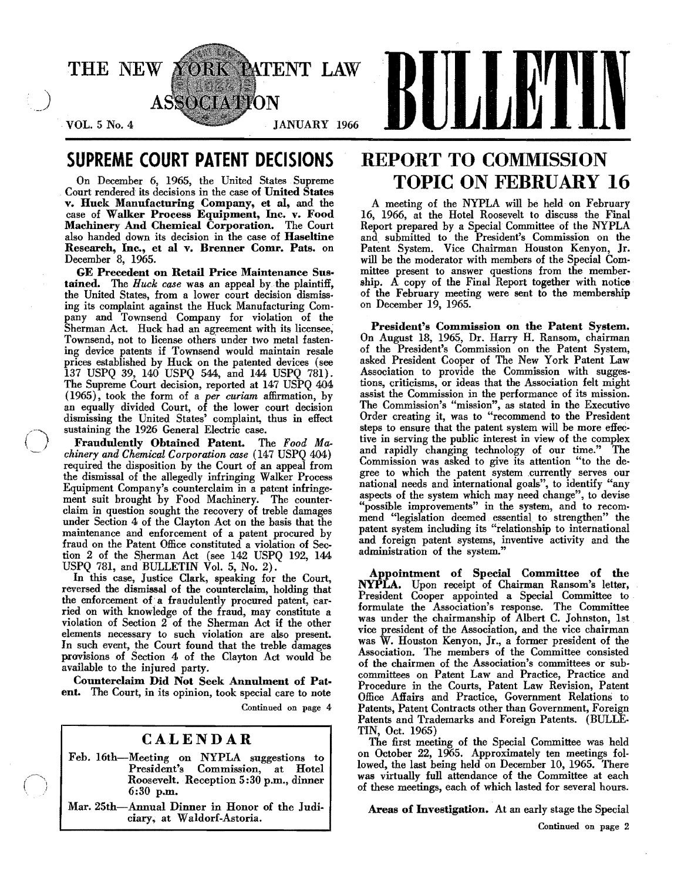# THE NEW YORK PATENT LAW ASSOCIATION BULLETIN

VOL. 5 No. 4 — JANUARY 1966

## SUPREME COURT PATENT DECISIONS

On December 6, 1965, the United States Supreme Court rendered its decisions in the case of **United States v. Huck Manufacturing Company, et al,** and the case of **Walker Process Equipment, Inc. v. Food Machinery And Chemical Corporation.** The Court also handed down its decision in the case of **Haseltine Research, Inc., et al v. Brenner Comr. Pats.** on December 8, 1965.

**GE Precedent on Retail Price Maintenance Sustained.** The *Huck case* was an appeal by the plaintiff, the United States, from a lower court decision dismissing its complaint against the Huck Manufacturing Company and Townsend Company for violation of the Sherman Act. Huck had an agreement with its licensee, Townsend, not to license others under two metal fastening device patents if Townsend would maintain resale prices established by Huck on the patented devices (see 137 USPQ 39, 140 USPQ 544, and 144 USPQ 781). The Supreme Court decision, reported at 147 USPQ 404 (1965), took the form of a *per curiam* affirmation, by an equally divided Court, of the lower court decision dismissing the United States' complaint, thus in effect sustaining the 1926 General Electric case.

**Fraudulently Obtained Patent.** The *Food Machinery and Chemical Corporation case* (147 USPQ 404) required the disposition by the Court of an appeal from the dismissal of the allegedly infringing Walker Process Equipment Company's counterclaim in a patent infringement suit brought by Food Machinery. The counterclaim in question sought the recovery of treble damages under Section 4 of the Clayton Act on the basis that the maintenance and enforcement of a patent procured by fraud on the Patent Office constituted a violation of Section 2 of the Sherman Act (see 142 USPQ 192, 144 USPQ 781, and BULLETIN Vol. 5, No. 2).

In this case, Justice Clark, speaking for the Court, reversed the dismissal of the counterclaim, holding that the enforcement of a fraudulently procured patent, carried on with knowledge of the fraud, may constitute a violation of Section 2 of the Sherman Act if the other elements necessary to such violation are also present. In such event, the Court found that the treble damages provisions of Section 4 of the Clayton Act would be available to the injured party.

**Counterclaim Did Not Seek Annulment of Patent.** The Court, in its opinion, took special care to note

Continued on page 4

> ### CALENDAR
>
> Feb. 16th—Meeting on NYPLA suggestions to President's Commission, at Hotel Roosevelt. Reception 5:30 p.m., dinner 6:30 p.m.
>
> Mar. 25th—Annual Dinner in Honor of the Judiciary, at Waldorf-Astoria.

## REPORT TO COMMISSION TOPIC ON FEBRUARY 16

A meeting of the NYPLA will be held on February 16, 1966, at the Hotel Roosevelt to discuss the Final Report prepared by a Special Committee of the NYPLA and submitted to the President's Commission on the Patent System. Vice Chairman Houston Kenyon, Jr. will be the moderator with members of the Special Committee present to answer questions from the membership. A copy of the Final Report together with notice of the February meeting were sent to the membership on December 19, 1965.

**President's Commission on the Patent System.** On August 18, 1965, Dr. Harry H. Ransom, chairman of the President's Commission on the Patent System, asked President Cooper of The New York Patent Law Association to provide the Commission with suggestions, criticisms, or ideas that the Association felt might assist the Commission in the performance of its mission. The Commission's "mission", as stated in the Executive Order creating it, was to "recommend to the President steps to ensure that the patent system will be more effective in serving the public interest in view of the complex and rapidly changing technology of our time." The Commission was asked to give its attention "to the degree to which the patent system currently serves our national needs and international goals", to identify "any aspects of the system which may need change", to devise "possible improvements" in the system, and to recommend "legislation deemed essential to strengthen" the patent system including its "relationship to international and foreign patent systems, inventive activity and the administration of the system."

**Appointment of Special Committee of the NYPLA.** Upon receipt of Chairman Ransom's letter, President Cooper appointed a Special Committee to formulate the Association's response. The Committee was under the chairmanship of Albert C. Johnston, 1st vice president of the Association, and the vice chairman was W. Houston Kenyon, Jr., a former president of the Association. The members of the Committee consisted of the chairmen of the Association's committees or subcommittees on Patent Law and Practice, Practice and Procedure in the Courts, Patent Law Revision, Patent Office Affairs and Practice, Government Relations to Patents, Patent Contracts other than Government, Foreign Patents and Trademarks and Foreign Patents. (BULLETIN, Oct. 1965)

The first meeting of the Special Committee was held on October 22, 1965. Approximately ten meetings followed, the last being held on December 10, 1965. There was virtually full attendance of the Committee at each of these meetings, each of which lasted for several hours.

**Areas of Investigation.** At an early stage the Special

Continued on page 2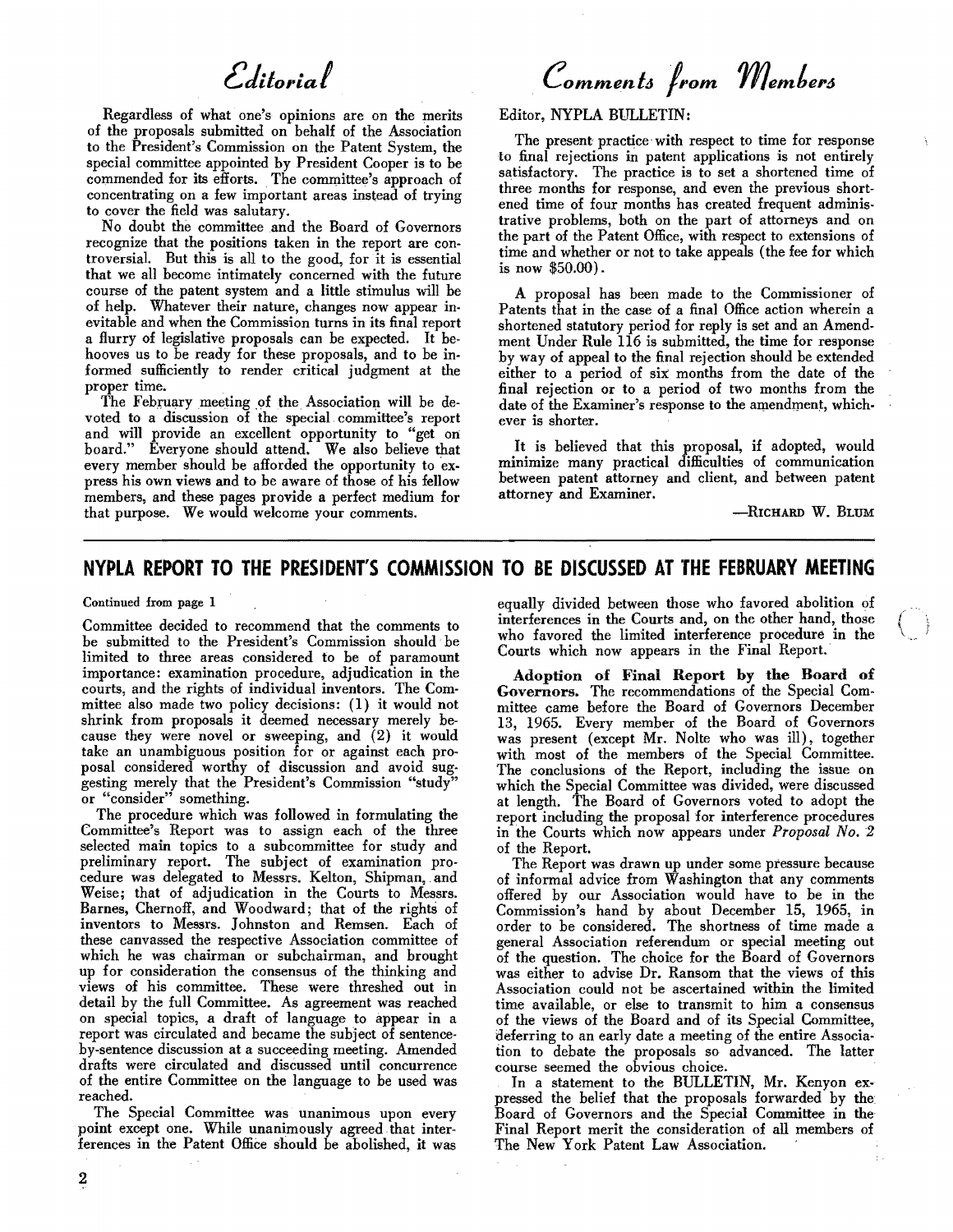## Editorial

Regardless of what one's opinions are on the merits of the proposals submitted on behalf of the Association to the President's Commission on the Patent System, the special committee appointed by President Cooper is to be commended for its efforts. The committee's approach of concentrating on a few important areas instead of trying to cover the field was salutary.

No doubt the committee and the Board of Governors recognize that the positions taken in the report are controversial. But this is all to the good, for it is essential that we all become intimately concerned with the future course of the patent system and a little stimulus will be of help. Whatever their nature, changes now appear inevitable and when the Commission turns in its final report a flurry of legislative proposals can be expected. It behooves us to be ready for these proposals, and to be informed sufficiently to render critical judgment at the proper time.

The February meeting of the Association will be devoted to a discussion of the special committee's report and will provide an excellent opportunity to "get on board." Everyone should attend. We also believe that every member should be afforded the opportunity to express his own views and to be aware of those of his fellow members, and these pages provide a perfect medium for that purpose. We would welcome your comments.

## Comments from Members

Editor, NYPLA BULLETIN:

The present practice with respect to time for response to final rejections in patent applications is not entirely satisfactory. The practice is to set a shortened time of three months for response, and even the previous shortened time of four months has created frequent administrative problems, both on the part of attorneys and on the part of the Patent Office, with respect to extensions of time and whether or not to take appeals (the fee for which is now $50.00).

A proposal has been made to the Commissioner of Patents that in the case of a final Office action wherein a shortened statutory period for reply is set and an Amendment Under Rule 116 is submitted, the time for response by way of appeal to the final rejection should be extended either to a period of six months from the date of the final rejection or to a period of two months from the date of the Examiner's response to the amendment, whichever is shorter.

It is believed that this proposal, if adopted, would minimize many practical difficulties of communication between patent attorney and client, and between patent attorney and Examiner.

—RICHARD W. BLUM

## NYPLA REPORT TO THE PRESIDENT'S COMMISSION TO BE DISCUSSED AT THE FEBRUARY MEETING

Continued from page 1

Committee decided to recommend that the comments to be submitted to the President's Commission should be limited to three areas considered to be of paramount importance: examination procedure, adjudication in the courts, and the rights of individual inventors. The Committee also made two policy decisions: (1) it would not shrink from proposals it deemed necessary merely because they were novel or sweeping, and (2) it would take an unambiguous position for or against each proposal considered worthy of discussion and avoid suggesting merely that the President's Commission "study" or "consider" something.

The procedure which was followed in formulating the Committee's Report was to assign each of the three selected main topics to a subcommittee for study and preliminary report. The subject of examination procedure was delegated to Messrs. Kelton, Shipman, and Weise; that of adjudication in the Courts to Messrs. Barnes, Chernoff, and Woodward; that of the rights of inventors to Messrs. Johnston and Remsen. Each of these canvassed the respective Association committee of which he was chairman or subchairman, and brought up for consideration the consensus of the thinking and views of his committee. These were threshed out in detail by the full Committee. As agreement was reached on special topics, a draft of language to appear in a report was circulated and became the subject of sentence-by-sentence discussion at a succeeding meeting. Amended drafts were circulated and discussed until concurrence of the entire Committee on the language to be used was reached.

The Special Committee was unanimous upon every point except one. While unanimously agreed that interferences in the Patent Office should be abolished, it was equally divided between those who favored abolition of interferences in the Courts and, on the other hand, those who favored the limited interference procedure in the Courts which now appears in the Final Report.

**Adoption of Final Report by the Board of Governors.** The recommendations of the Special Committee came before the Board of Governors December 13, 1965. Every member of the Board of Governors was present (except Mr. Nolte who was ill), together with most of the members of the Special Committee. The conclusions of the Report, including the issue on which the Special Committee was divided, were discussed at length. The Board of Governors voted to adopt the report including the proposal for interference procedures in the Courts which now appears under *Proposal No. 2* of the Report.

The Report was drawn up under some pressure because of informal advice from Washington that any comments offered by our Association would have to be in the Commission's hand by about December 15, 1965, in order to be considered. The shortness of time made a general Association referendum or special meeting out of the question. The choice for the Board of Governors was either to advise Dr. Ransom that the views of this Association could not be ascertained within the limited time available, or else to transmit to him a consensus of the views of the Board and of its Special Committee, deferring to an early date a meeting of the entire Association to debate the proposals so advanced. The latter course seemed the obvious choice.

In a statement to the BULLETIN, Mr. Kenyon expressed the belief that the proposals forwarded by the Board of Governors and the Special Committee in the Final Report merit the consideration of all members of The New York Patent Law Association.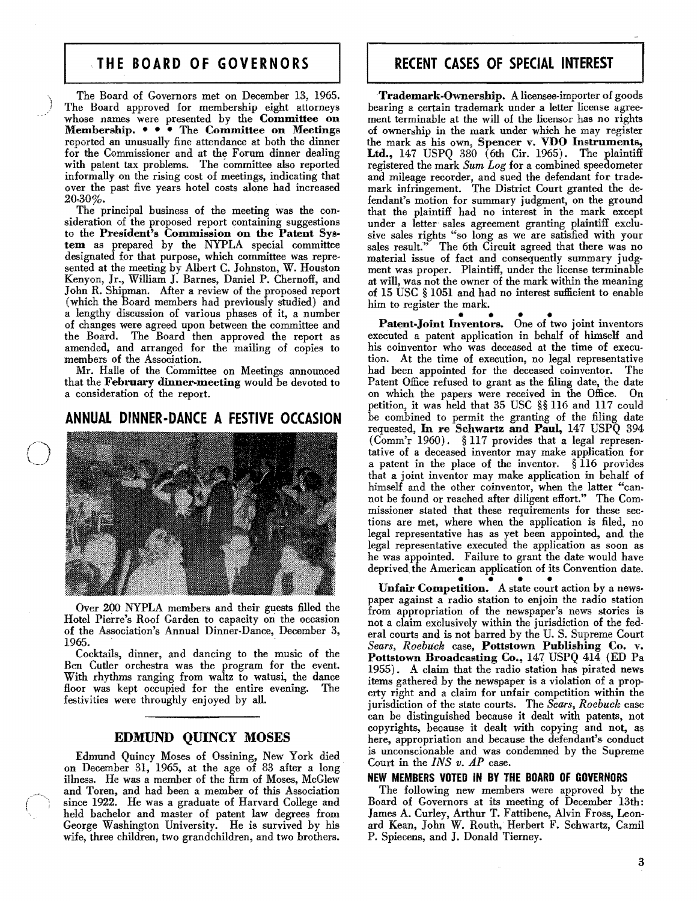## THE BOARD OF GOVERNORS

The Board of Governors met on December 13, 1965. The Board approved for membership eight attorneys whose names were presented by the **Committee on Membership.** • • • The **Committee on Meetings** reported an unusually fine attendance at both the dinner for the Commissioner and at the Forum dinner dealing with patent tax problems. The committee also reported informally on the rising cost of meetings, indicating that over the past five years hotel costs alone had increased 20-30%.

The principal business of the meeting was the consideration of the proposed report containing suggestions to the **President's Commission on the Patent System** as prepared by the NYPLA special committee designated for that purpose, which committee was represented at the meeting by Albert C. Johnston, W. Houston Kenyon, Jr., William J. Barnes, Daniel P. Chernoff, and John R. Shipman. After a review of the proposed report (which the Board members had previously studied) and a lengthy discussion of various phases of it, a number of changes were agreed upon between the committee and the Board. The Board then approved the report as amended, and arranged for the mailing of copies to members of the Association.

Mr. Halle of the Committee on Meetings announced that the **February dinner-meeting** would be devoted to a consideration of the report.

## ANNUAL DINNER-DANCE A FESTIVE OCCASION

Over 200 NYPLA members and their guests filled the Hotel Pierre's Roof Garden to capacity on the occasion of the Association's Annual Dinner-Dance, December 3, 1965.

Cocktails, dinner, and dancing to the music of the Ben Cutler orchestra was the program for the event. With rhythms ranging from waltz to watusi, the dance floor was kept occupied for the entire evening. The festivities were throughly enjoyed by all.

### EDMUND QUINCY MOSES

Edmund Quincy Moses of Ossining, New York died on December 31, 1965, at the age of 83 after a long illness. He was a member of the firm of Moses, McGlew and Toren, and had been a member of this Association since 1922. He was a graduate of Harvard College and held bachelor and master of patent law degrees from George Washington University. He is survived by his wife, three children, two grandchildren, and two brothers.

## RECENT CASES OF SPECIAL INTEREST

**Trademark-Ownership.** A licensee-importer of goods bearing a certain trademark under a letter license agreement terminable at the will of the licensor has no rights of ownership in the mark under which he may register the mark as his own, **Spencer v. VDO Instruments, Ltd.,** 147 USPQ 380 (6th Cir. 1965). The plaintiff registered the mark *Sum Log* for a combined speedometer and mileage recorder, and sued the defendant for trademark infringement. The District Court granted the defendant's motion for summary judgment, on the ground that the plaintiff had no interest in the mark except under a letter sales agreement granting plaintiff exclusive sales rights "so long as we are satisfied with your sales result." The 6th Circuit agreed that there was no material issue of fact and consequently summary judgment was proper. Plaintiff, under the license terminable at will, was not the owner of the mark within the meaning of 15 USC § 1051 and had no interest sufficient to enable him to register the mark.

• • • •

**Patent-Joint Inventors.** One of two joint inventors executed a patent application in behalf of himself and his coinventor who was deceased at the time of execution. At the time of execution, no legal representative had been appointed for the deceased coinventor. The Patent Office refused to grant as the filing date, the date on which the papers were received in the Office. On petition, it was held that 35 USC §§ 116 and 117 could be combined to permit the granting of the filing date requested, **In re Schwartz and Paul,** 147 USPQ 394 (Comm'r 1960). § 117 provides that a legal representative of a deceased inventor may make application for a patent in the place of the inventor. § 116 provides that a joint inventor may make application in behalf of himself and the other coinventor, when the latter "cannot be found or reached after diligent effort." The Commissioner stated that these requirements for these sections are met, where when the application is filed, no legal representative has as yet been appointed, and the legal representative executed the application as soon as he was appointed. Failure to grant the date would have deprived the American application of its Convention date.

• • • •

**Unfair Competition.** A state court action by a newspaper against a radio station to enjoin the radio station from appropriation of the newspaper's news stories is not a claim exclusively within the jurisdiction of the federal courts and is not barred by the U. S. Supreme Court *Sears, Roebuck* case, **Pottstown Publishing Co. v. Pottstown Broadcasting Co.,** 147 USPQ 414 (ED Pa 1955). A claim that the radio station has pirated news items gathered by the newspaper is a violation of a property right and a claim for unfair competition within the jurisdiction of the state courts. The *Sears, Roebuck* case can be distinguished because it dealt with patents, not copyrights, because it dealt with copying and not, as here, appropriation and because the defendant's conduct is unconscionable and was condemned by the Supreme Court in the *INS v. AP* case.

### NEW MEMBERS VOTED IN BY THE BOARD OF GOVERNORS

The following new members were approved by the Board of Governors at its meeting of December 13th: James A. Curley, Arthur T. Fattibene, Alvin Fross, Leonard Kean, John W. Routh, Herbert F. Schwartz, Camil P. Spiecens, and J. Donald Tierney.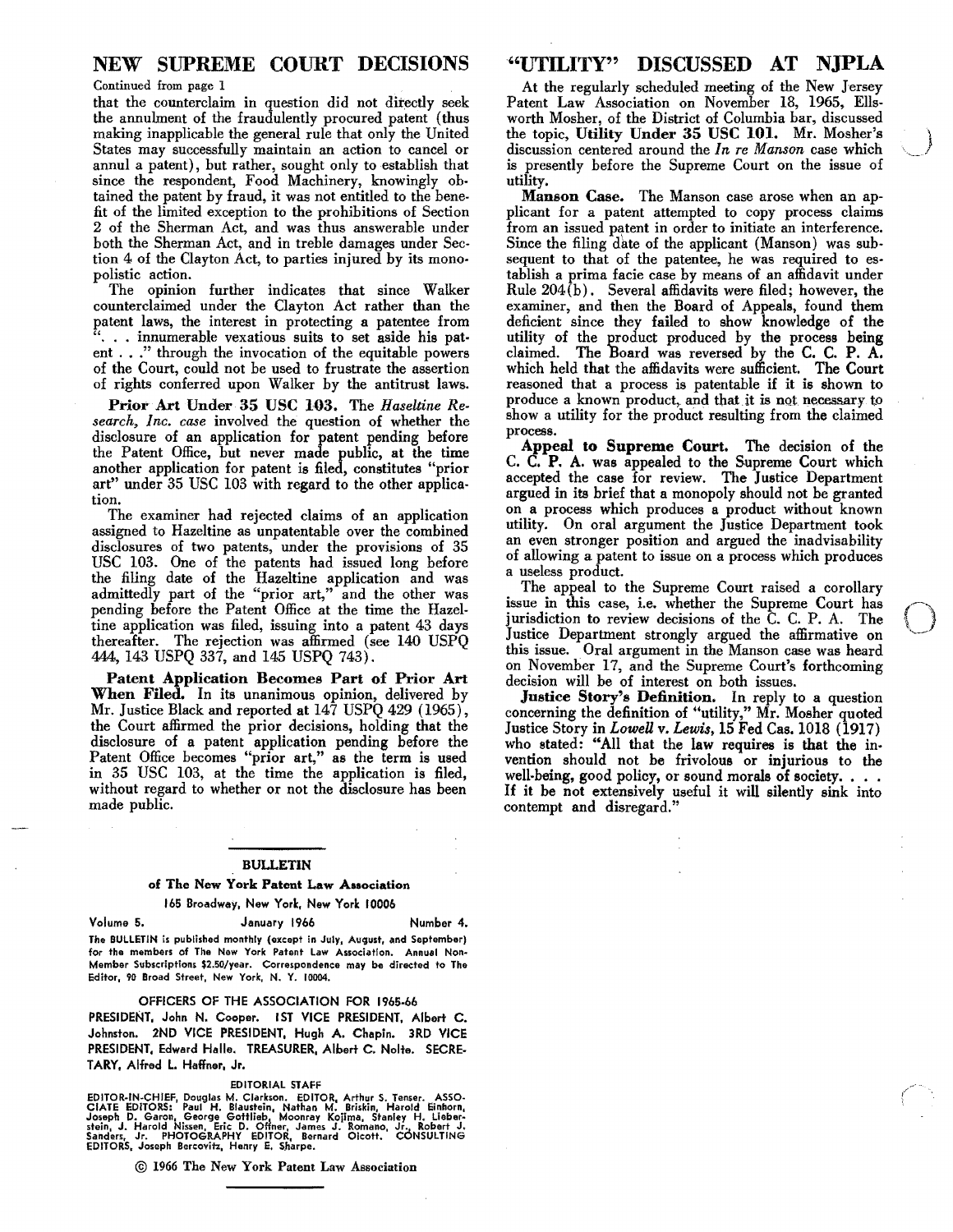## NEW SUPREME COURT DECISIONS

Continued from page 1

that the counterclaim in question did not directly seek the annulment of the fraudulently procured patent (thus making inapplicable the general rule that only the United States may successfully maintain an action to cancel or annul a patent), but rather, sought only to establish that since the respondent, Food Machinery, knowingly obtained the patent by fraud, it was not entitled to the benefit of the limited exception to the prohibitions of Section 2 of the Sherman Act, and was thus answerable under both the Sherman Act, and in treble damages under Section 4 of the Clayton Act, to parties injured by its monopolistic action.

The opinion further indicates that since Walker counterclaimed under the Clayton Act rather than the patent laws, the interest in protecting a patentee from ". . . innumerable vexatious suits to set aside his patent . . ." through the invocation of the equitable powers of the Court, could not be used to frustrate the assertion of rights conferred upon Walker by the antitrust laws.

**Prior Art Under 35 USC 103.** The *Haseltine Research, Inc. case* involved the question of whether the disclosure of an application for patent pending before the Patent Office, but never made public, at the time another application for patent is filed, constitutes "prior art" under 35 USC 103 with regard to the other application.

The examiner had rejected claims of an application assigned to Hazeltine as unpatentable over the combined disclosures of two patents, under the provisions of 35 USC 103. One of the patents had issued long before the filing date of the Hazeltine application and was admittedly part of the "prior art," and the other was pending before the Patent Office at the time the Hazeltine application was filed, issuing into a patent 43 days thereafter. The rejection was affirmed (see 140 USPQ 444, 143 USPQ 337, and 145 USPQ 743).

**Patent Application Becomes Part of Prior Art When Filed.** In its unanimous opinion, delivered by Mr. Justice Black and reported at 147 USPQ 429 (1965), the Court affirmed the prior decisions, holding that the disclosure of a patent application pending before the Patent Office becomes "prior art," as the term is used in 35 USC 103, at the time the application is filed, without regard to whether or not the disclosure has been made public.

## "UTILITY" DISCUSSED AT NJPLA

At the regularly scheduled meeting of the New Jersey Patent Law Association on November 18, 1965, Ellsworth Mosher, of the District of Columbia bar, discussed the topic, **Utility Under 35 USC 101.** Mr. Mosher's discussion centered around the *In re Manson* case which is presently before the Supreme Court on the issue of utility.

**Manson Case.** The Manson case arose when an applicant for a patent attempted to copy process claims from an issued patent in order to initiate an interference. Since the filing date of the applicant (Manson) was subsequent to that of the patentee, he was required to establish a prima facie case by means of an affidavit under Rule 204(b). Several affidavits were filed; however, the examiner, and then the Board of Appeals, found them deficient since they failed to show knowledge of the utility of the product produced by the process being claimed. The Board was reversed by the C. C. P. A. which held that the affidavits were sufficient. The Court reasoned that a process is patentable if it is shown to produce a known product, and that it is not necessary to show a utility for the product resulting from the claimed process.

**Appeal to Supreme Court.** The decision of the C. C. P. A. was appealed to the Supreme Court which accepted the case for review. The Justice Department argued in its brief that a monopoly should not be granted on a process which produces a product without known utility. On oral argument the Justice Department took an even stronger position and argued the inadvisability of allowing a patent to issue on a process which produces a useless product.

The appeal to the Supreme Court raised a corollary issue in this case, i.e. whether the Supreme Court has jurisdiction to review decisions of the C. C. P. A. The Justice Department strongly argued the affirmative on this issue. Oral argument in the Manson case was heard on November 17, and the Supreme Court's forthcoming decision will be of interest on both issues.

**Justice Story's Definition.** In reply to a question concerning the definition of "utility," Mr. Mosher quoted Justice Story in *Lowell v. Lewis*, 15 Fed Cas. 1018 (1917) who stated: "All that the law requires is that the invention should not be frivolous or injurious to the well-being, good policy, or sound morals of society. . . . If it be not extensively useful it will silently sink into contempt and disregard."

---

**BULLETIN**

**of The New York Patent Law Association**

165 Broadway, New York, New York 10006

Volume 5. January 1966 Number 4.

The BULLETIN is published monthly (except in July, August, and September) for the members of The New York Patent Law Association. Annual Non-Member Subscriptions $2.50/year. Correspondence may be directed to The Editor, 90 Broad Street, New York, N. Y. 10004.

OFFICERS OF THE ASSOCIATION FOR 1965-66

PRESIDENT, John N. Cooper. 1ST VICE PRESIDENT, Albert C. Johnston. 2ND VICE PRESIDENT, Hugh A. Chapin. 3RD VICE PRESIDENT, Edward Halle. TREASURER, Albert C. Nolte. SECRETARY, Alfred L. Haffner, Jr.

EDITORIAL STAFF

EDITOR-IN-CHIEF, Douglas M. Clarkson. EDITOR, Arthur S. Tenser. ASSOCIATE EDITORS: Paul H. Blaustein, Nathan M. Briskin, Harold Einhorn, Joseph D. Garon, George Gottlieb, Moonray Kojima, Stanley H. Lieberstein, J. Harold Nissen, Eric D. Offner, James J. Romano, Jr., Robert J. Sanders, Jr. PHOTOGRAPHY EDITOR, Bernard Olcott. CONSULTING EDITORS, Joseph Bercovitz, Henry E. Sharpe.

© 1966 The New York Patent Law Association